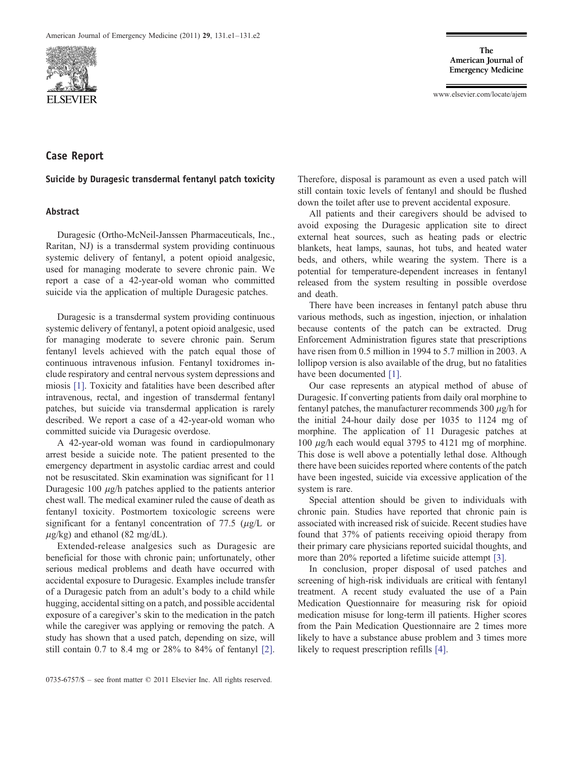## Case Report

### Suicide by Duragesic transdermal fentanyl patch toxicity

### Abstract

Duragesic (Ortho-McNeil-Janssen Pharmaceuticals, Inc., Raritan, NJ) is a transdermal system providing continuous systemic delivery of fentanyl, a potent opioid analgesic, used for managing moderate to severe chronic pain. We report a case of a 42-year-old woman who committed suicide via the application of multiple Duragesic patches.

Duragesic is a transdermal system providing continuous systemic delivery of fentanyl, a potent opioid analgesic, used for managing moderate to severe chronic pain. Serum fentanyl levels achieved with the patch equal those of continuous intravenous infusion. Fentanyl toxidromes include respiratory and central nervous system depressions and miosis [1]. Toxicity and fatalities have been described after intravenous, rectal, and ingestion of transdermal fentanyl patches, but suicide via transdermal application is rarely described. We report a case of a 42-year-old woman who committed suicide via Duragesic overdose.

A 42-year-old woman was found in cardiopulmonary arrest beside a suicide note. The patient presented to the emergency department in asystolic cardiac arrest and could not be resuscitated. Skin examination was significant for 11 Duragesic 100 $\mu$g/h patches applied to the patients anterior chest wall. The medical examiner ruled the cause of death as fentanyl toxicity. Postmortem toxicologic screens were significant for a fentanyl concentration of 77.5 ($\mu$g/L or $\mu$g/kg) and ethanol (82 mg/dL).

Extended-release analgesics such as Duragesic are beneficial for those with chronic pain; unfortunately, other serious medical problems and death have occurred with accidental exposure to Duragesic. Examples include transfer of a Duragesic patch from an adult's body to a child while hugging, accidental sitting on a patch, and possible accidental exposure of a caregiver's skin to the medication in the patch while the caregiver was applying or removing the patch. A study has shown that a used patch, depending on size, will still contain 0.7 to 8.4 mg or 28% to 84% of fentanyl [2]. Therefore, disposal is paramount as even a used patch will still contain toxic levels of fentanyl and should be flushed down the toilet after use to prevent accidental exposure.

All patients and their caregivers should be advised to avoid exposing the Duragesic application site to direct external heat sources, such as heating pads or electric blankets, heat lamps, saunas, hot tubs, and heated water beds, and others, while wearing the system. There is a potential for temperature-dependent increases in fentanyl released from the system resulting in possible overdose and death.

There have been increases in fentanyl patch abuse thru various methods, such as ingestion, injection, or inhalation because contents of the patch can be extracted. Drug Enforcement Administration figures state that prescriptions have risen from 0.5 million in 1994 to 5.7 million in 2003. A lollipop version is also available of the drug, but no fatalities have been documented [1].

Our case represents an atypical method of abuse of Duragesic. If converting patients from daily oral morphine to fentanyl patches, the manufacturer recommends 300 $\mu$g/h for the initial 24-hour daily dose per 1035 to 1124 mg of morphine. The application of 11 Duragesic patches at 100 $\mu$g/h each would equal 3795 to 4121 mg of morphine. This dose is well above a potentially lethal dose. Although there have been suicides reported where contents of the patch have been ingested, suicide via excessive application of the system is rare.

Special attention should be given to individuals with chronic pain. Studies have reported that chronic pain is associated with increased risk of suicide. Recent studies have found that 37% of patients receiving opioid therapy from their primary care physicians reported suicidal thoughts, and more than 20% reported a lifetime suicide attempt [3].

In conclusion, proper disposal of used patches and screening of high-risk individuals are critical with fentanyl treatment. A recent study evaluated the use of a Pain Medication Questionnaire for measuring risk for opioid medication misuse for long-term ill patients. Higher scores from the Pain Medication Questionnaire are 2 times more likely to have a substance abuse problem and 3 times more likely to request prescription refills [4].

0735-6757/$ – see front matter © 2011 Elsevier Inc. All rights reserved.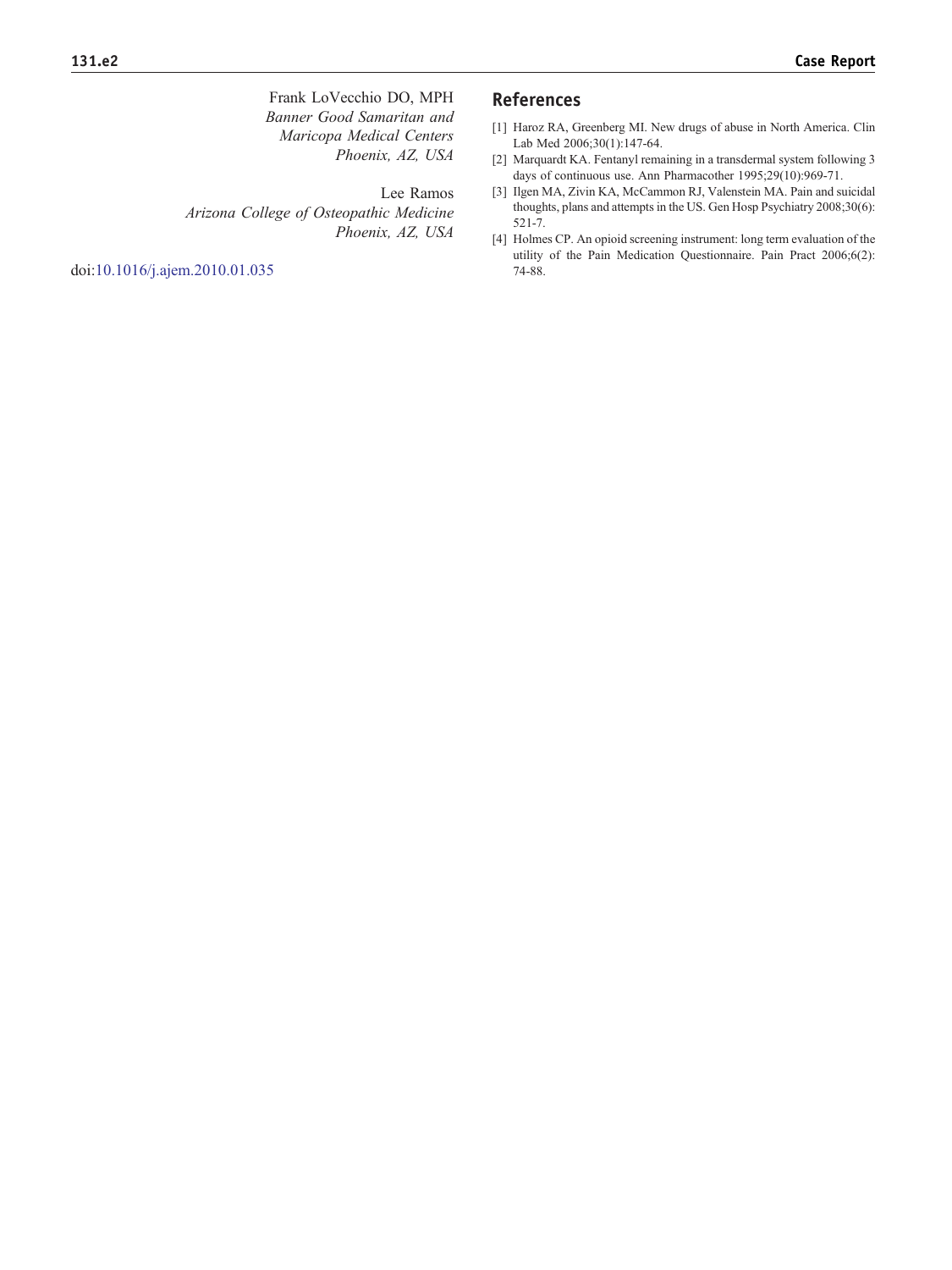Frank LoVecchio DO, MPH
*Banner Good Samaritan and*
*Maricopa Medical Centers*
*Phoenix, AZ, USA*

Lee Ramos
*Arizona College of Osteopathic Medicine*
*Phoenix, AZ, USA*

doi:10.1016/j.ajem.2010.01.035

## References

[1] Haroz RA, Greenberg MI. New drugs of abuse in North America. Clin Lab Med 2006;30(1):147-64.

[2] Marquardt KA. Fentanyl remaining in a transdermal system following 3 days of continuous use. Ann Pharmacother 1995;29(10):969-71.

[3] Ilgen MA, Zivin KA, McCammon RJ, Valenstein MA. Pain and suicidal thoughts, plans and attempts in the US. Gen Hosp Psychiatry 2008;30(6):521-7.

[4] Holmes CP. An opioid screening instrument: long term evaluation of the utility of the Pain Medication Questionnaire. Pain Pract 2006;6(2):74-88.